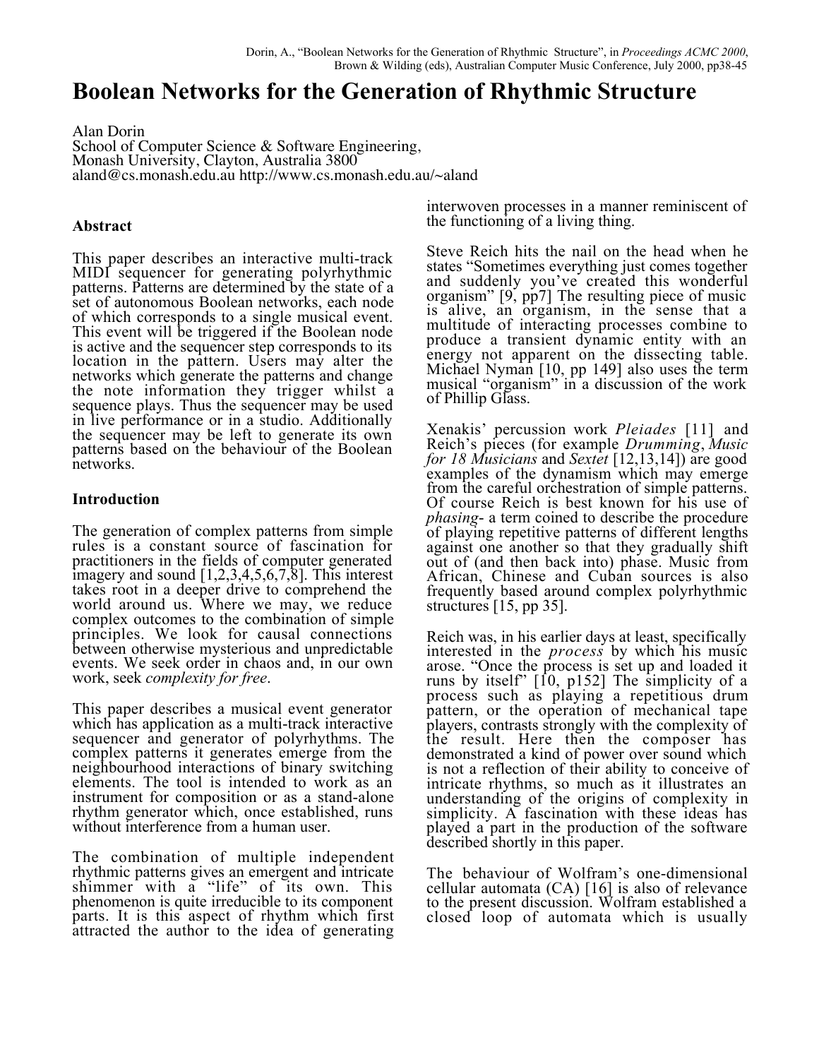# Boolean Networks for the Generation of Rhythmic Structure

Alan Dorin
School of Computer Science & Software Engineering,
Monash University, Clayton, Australia 3800
aland@cs.monash.edu.au http://www.cs.monash.edu.au/~aland

### Abstract

This paper describes an interactive multi-track MIDI sequencer for generating polyrhythmic patterns. Patterns are determined by the state of a set of autonomous Boolean networks, each node of which corresponds to a single musical event. This event will be triggered if the Boolean node is active and the sequencer step corresponds to its location in the pattern. Users may alter the networks which generate the patterns and change the note information they trigger whilst a sequence plays. Thus the sequencer may be used in live performance or in a studio. Additionally the sequencer may be left to generate its own patterns based on the behaviour of the Boolean networks.

### Introduction

The generation of complex patterns from simple rules is a constant source of fascination for practitioners in the fields of computer generated imagery and sound [1,2,3,4,5,6,7,8]. This interest takes root in a deeper drive to comprehend the world around us. Where we may, we reduce complex outcomes to the combination of simple principles. We look for causal connections between otherwise mysterious and unpredictable events. We seek order in chaos and, in our own work, seek *complexity for free*.

This paper describes a musical event generator which has application as a multi-track interactive sequencer and generator of polyrhythms. The complex patterns it generates emerge from the neighbourhood interactions of binary switching elements. The tool is intended to work as an instrument for composition or as a stand-alone rhythm generator which, once established, runs without interference from a human user.

The combination of multiple independent rhythmic patterns gives an emergent and intricate shimmer with a "life" of its own. This phenomenon is quite irreducible to its component parts. It is this aspect of rhythm which first attracted the author to the idea of generating interwoven processes in a manner reminiscent of the functioning of a living thing.

Steve Reich hits the nail on the head when he states "Sometimes everything just comes together and suddenly you've created this wonderful organism" [9, pp7] The resulting piece of music is alive, an organism, in the sense that a multitude of interacting processes combine to produce a transient dynamic entity with an energy not apparent on the dissecting table. Michael Nyman [10, pp 149] also uses the term musical "organism" in a discussion of the work of Phillip Glass.

Xenakis' percussion work *Pleiades* [11] and Reich's pieces (for example *Drumming*, *Music for 18 Musicians* and *Sextet* [12,13,14]) are good examples of the dynamism which may emerge from the careful orchestration of simple patterns. Of course Reich is best known for his use of *phasing*- a term coined to describe the procedure of playing repetitive patterns of different lengths against one another so that they gradually shift out of (and then back into) phase. Music from African, Chinese and Cuban sources is also frequently based around complex polyrhythmic structures [15, pp 35].

Reich was, in his earlier days at least, specifically interested in the *process* by which his music arose. "Once the process is set up and loaded it runs by itself" [10, p152] The simplicity of a process such as playing a repetitious drum pattern, or the operation of mechanical tape players, contrasts strongly with the complexity of the result. Here then the composer has demonstrated a kind of power over sound which is not a reflection of their ability to conceive of intricate rhythms, so much as it illustrates an understanding of the origins of complexity in simplicity. A fascination with these ideas has played a part in the production of the software described shortly in this paper.

The behaviour of Wolfram's one-dimensional cellular automata (CA) [16] is also of relevance to the present discussion. Wolfram established a closed loop of automata which is usually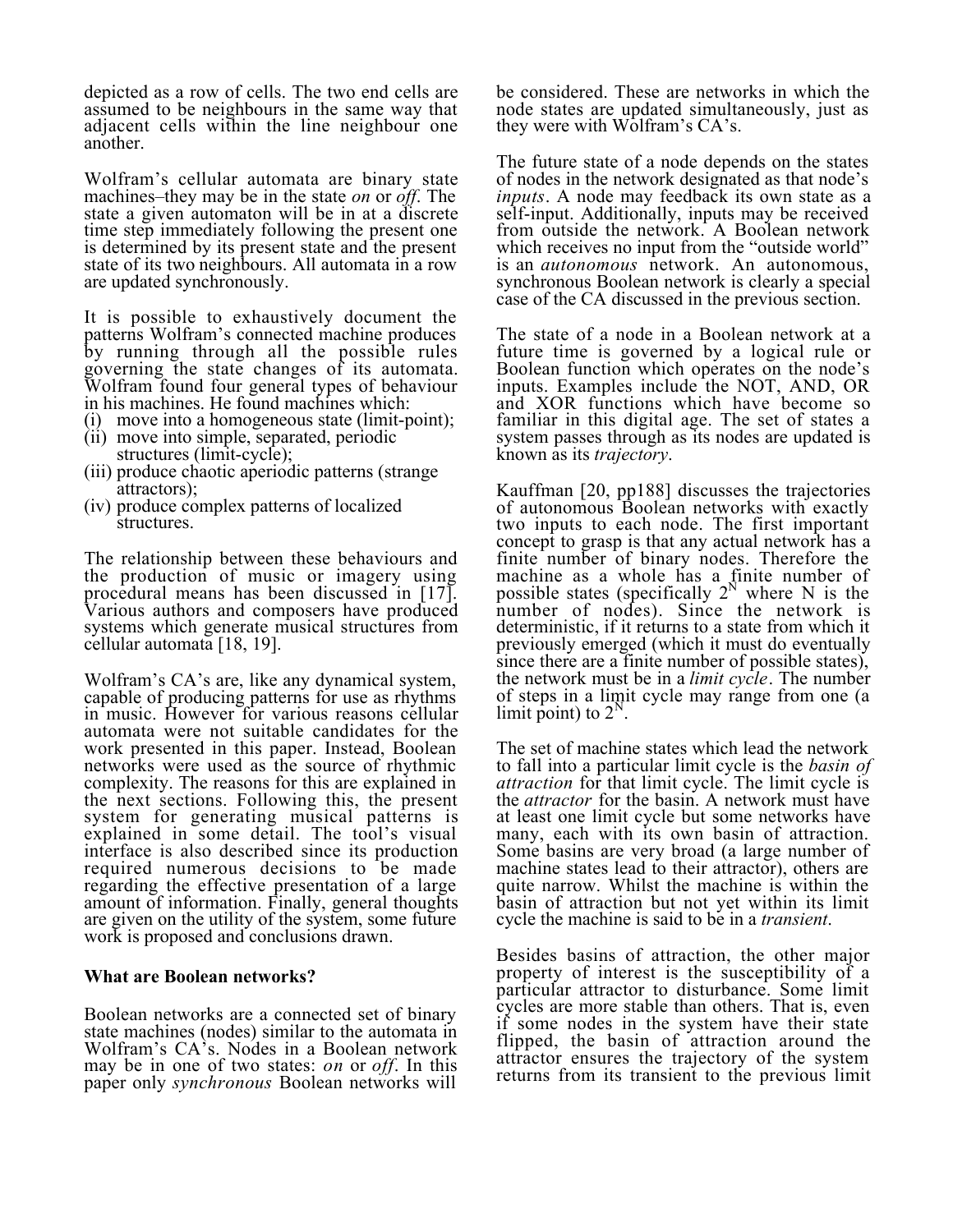depicted as a row of cells. The two end cells are assumed to be neighbours in the same way that adjacent cells within the line neighbour one another.

Wolfram's cellular automata are binary state machines–they may be in the state *on* or *off*. The state a given automaton will be in at a discrete time step immediately following the present one is determined by its present state and the present state of its two neighbours. All automata in a row are updated synchronously.

It is possible to exhaustively document the patterns Wolfram's connected machine produces by running through all the possible rules governing the state changes of its automata. Wolfram found four general types of behaviour in his machines. He found machines which:

(i) move into a homogeneous state (limit-point);
(ii) move into simple, separated, periodic structures (limit-cycle);
(iii) produce chaotic aperiodic patterns (strange attractors);
(iv) produce complex patterns of localized structures.

The relationship between these behaviours and the production of music or imagery using procedural means has been discussed in [17]. Various authors and composers have produced systems which generate musical structures from cellular automata [18, 19].

Wolfram's CA's are, like any dynamical system, capable of producing patterns for use as rhythms in music. However for various reasons cellular automata were not suitable candidates for the work presented in this paper. Instead, Boolean networks were used as the source of rhythmic complexity. The reasons for this are explained in the next sections. Following this, the present system for generating musical patterns is explained in some detail. The tool's visual interface is also described since its production required numerous decisions to be made regarding the effective presentation of a large amount of information. Finally, general thoughts are given on the utility of the system, some future work is proposed and conclusions drawn.

**What are Boolean networks?**

Boolean networks are a connected set of binary state machines (nodes) similar to the automata in Wolfram's CA's. Nodes in a Boolean network may be in one of two states: *on* or *off*. In this paper only *synchronous* Boolean networks will be considered. These are networks in which the node states are updated simultaneously, just as they were with Wolfram's CA's.

The future state of a node depends on the states of nodes in the network designated as that node's *inputs*. A node may feedback its own state as a self-input. Additionally, inputs may be received from outside the network. A Boolean network which receives no input from the "outside world" is an *autonomous* network. An autonomous, synchronous Boolean network is clearly a special case of the CA discussed in the previous section.

The state of a node in a Boolean network at a future time is governed by a logical rule or Boolean function which operates on the node's inputs. Examples include the NOT, AND, OR and XOR functions which have become so familiar in this digital age. The set of states a system passes through as its nodes are updated is known as its *trajectory*.

Kauffman [20, pp188] discusses the trajectories of autonomous Boolean networks with exactly two inputs to each node. The first important concept to grasp is that any actual network has a finite number of binary nodes. Therefore the machine as a whole has a finite number of possible states (specifically $2^N$ where N is the number of nodes). Since the network is deterministic, if it returns to a state from which it previously emerged (which it must do eventually since there are a finite number of possible states), the network must be in a *limit cycle*. The number of steps in a limit cycle may range from one (a limit point) to $2^N$.

The set of machine states which lead the network to fall into a particular limit cycle is the *basin of attraction* for that limit cycle. The limit cycle is the *attractor* for the basin. A network must have at least one limit cycle but some networks have many, each with its own basin of attraction. Some basins are very broad (a large number of machine states lead to their attractor), others are quite narrow. Whilst the machine is within the basin of attraction but not yet within its limit cycle the machine is said to be in a *transient*.

Besides basins of attraction, the other major property of interest is the susceptibility of a particular attractor to disturbance. Some limit cycles are more stable than others. That is, even if some nodes in the system have their state flipped, the basin of attraction around the attractor ensures the trajectory of the system returns from its transient to the previous limit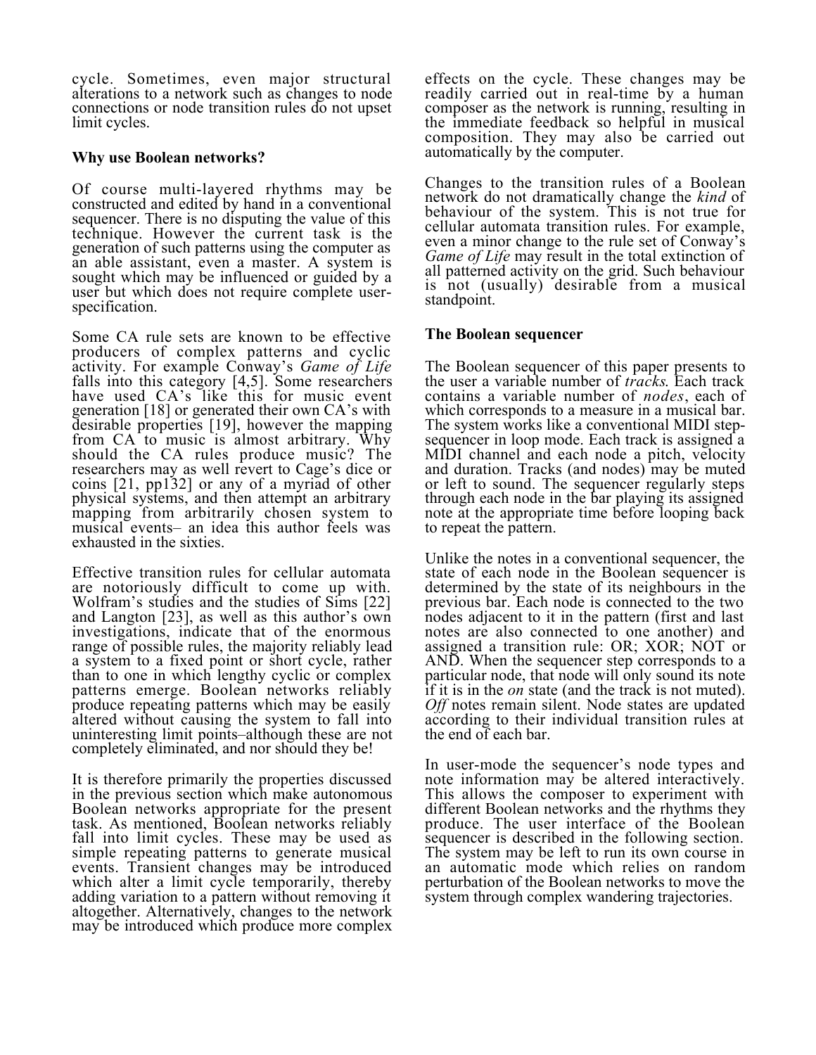cycle. Sometimes, even major structural alterations to a network such as changes to node connections or node transition rules do not upset limit cycles.

## Why use Boolean networks?

Of course multi-layered rhythms may be constructed and edited by hand in a conventional sequencer. There is no disputing the value of this technique. However the current task is the generation of such patterns using the computer as an able assistant, even a master. A system is sought which may be influenced or guided by a user but which does not require complete user-specification.

Some CA rule sets are known to be effective producers of complex patterns and cyclic activity. For example Conway's *Game of Life* falls into this category [4,5]. Some researchers have used CA's like this for music event generation [18] or generated their own CA's with desirable properties [19], however the mapping from CA to music is almost arbitrary. Why should the CA rules produce music? The researchers may as well revert to Cage's dice or coins [21, pp132] or any of a myriad of other physical systems, and then attempt an arbitrary mapping from arbitrarily chosen system to musical events– an idea this author feels was exhausted in the sixties.

Effective transition rules for cellular automata are notoriously difficult to come up with. Wolfram's studies and the studies of Sims [22] and Langton [23], as well as this author's own investigations, indicate that of the enormous range of possible rules, the majority reliably lead a system to a fixed point or short cycle, rather than to one in which lengthy cyclic or complex patterns emerge. Boolean networks reliably produce repeating patterns which may be easily altered without causing the system to fall into uninteresting limit points–although these are not completely eliminated, and nor should they be!

It is therefore primarily the properties discussed in the previous section which make autonomous Boolean networks appropriate for the present task. As mentioned, Boolean networks reliably fall into limit cycles. These may be used as simple repeating patterns to generate musical events. Transient changes may be introduced which alter a limit cycle temporarily, thereby adding variation to a pattern without removing it altogether. Alternatively, changes to the network may be introduced which produce more complex effects on the cycle. These changes may be readily carried out in real-time by a human composer as the network is running, resulting in the immediate feedback so helpful in musical composition. They may also be carried out automatically by the computer.

Changes to the transition rules of a Boolean network do not dramatically change the *kind* of behaviour of the system. This is not true for cellular automata transition rules. For example, even a minor change to the rule set of Conway's *Game of Life* may result in the total extinction of all patterned activity on the grid. Such behaviour is not (usually) desirable from a musical standpoint.

## The Boolean sequencer

The Boolean sequencer of this paper presents to the user a variable number of *tracks.* Each track contains a variable number of *nodes*, each of which corresponds to a measure in a musical bar. The system works like a conventional MIDI step-sequencer in loop mode. Each track is assigned a MIDI channel and each node a pitch, velocity and duration. Tracks (and nodes) may be muted or left to sound. The sequencer regularly steps through each node in the bar playing its assigned note at the appropriate time before looping back to repeat the pattern.

Unlike the notes in a conventional sequencer, the state of each node in the Boolean sequencer is determined by the state of its neighbours in the previous bar. Each node is connected to the two nodes adjacent to it in the pattern (first and last notes are also connected to one another) and assigned a transition rule: OR; XOR; NOT or AND. When the sequencer step corresponds to a particular node, that node will only sound its note if it is in the *on* state (and the track is not muted). *Off* notes remain silent. Node states are updated according to their individual transition rules at the end of each bar.

In user-mode the sequencer's node types and note information may be altered interactively. This allows the composer to experiment with different Boolean networks and the rhythms they produce. The user interface of the Boolean sequencer is described in the following section. The system may be left to run its own course in an automatic mode which relies on random perturbation of the Boolean networks to move the system through complex wandering trajectories.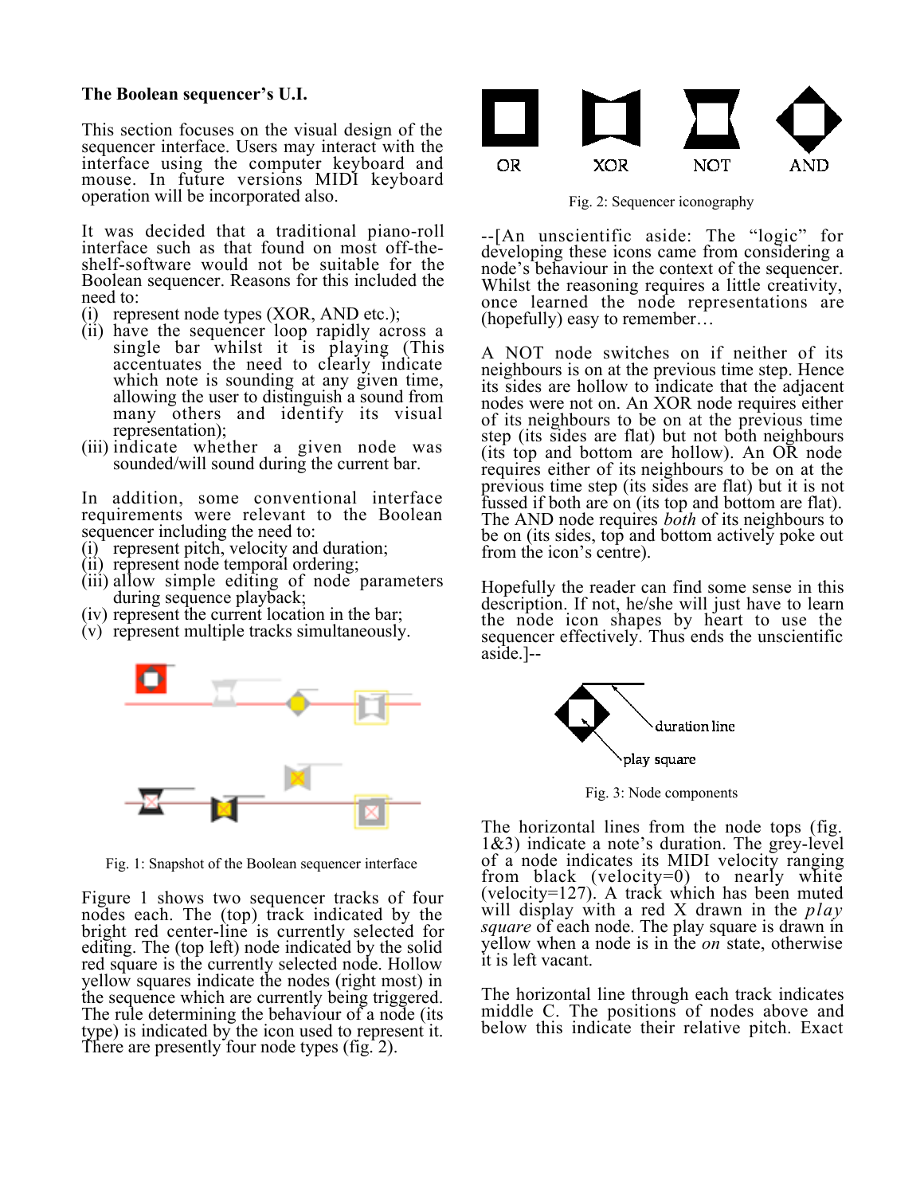### The Boolean sequencer's U.I.

This section focuses on the visual design of the sequencer interface. Users may interact with the interface using the computer keyboard and mouse. In future versions MIDI keyboard operation will be incorporated also.

It was decided that a traditional piano-roll interface such as that found on most off-the-shelf-software would not be suitable for the Boolean sequencer. Reasons for this included the need to:

(i) represent node types (XOR, AND etc.);
(ii) have the sequencer loop rapidly across a single bar whilst it is playing (This accentuates the need to clearly indicate which note is sounding at any given time, allowing the user to distinguish a sound from many others and identify its visual representation);
(iii) indicate whether a given node was sounded/will sound during the current bar.

In addition, some conventional interface requirements were relevant to the Boolean sequencer including the need to:

(i) represent pitch, velocity and duration;
(ii) represent node temporal ordering;
(iii) allow simple editing of node parameters during sequence playback;
(iv) represent the current location in the bar;
(v) represent multiple tracks simultaneously.

Fig. 1: Snapshot of the Boolean sequencer interface

Figure 1 shows two sequencer tracks of four nodes each. The (top) track indicated by the bright red center-line is currently selected for editing. The (top left) node indicated by the solid red square is the currently selected node. Hollow yellow squares indicate the nodes (right most) in the sequence which are currently being triggered. The rule determining the behaviour of a node (its type) is indicated by the icon used to represent it. There are presently four node types (fig. 2).

OR XOR NOT AND

Fig. 2: Sequencer iconography

--[An unscientific aside: The "logic" for developing these icons came from considering a node's behaviour in the context of the sequencer. Whilst the reasoning requires a little creativity, once learned the node representations are (hopefully) easy to remember…

A NOT node switches on if neither of its neighbours is on at the previous time step. Hence its sides are hollow to indicate that the adjacent nodes were not on. An XOR node requires either of its neighbours to be on at the previous time step (its sides are flat) but not both neighbours (its top and bottom are hollow). An OR node requires either of its neighbours to be on at the previous time step (its sides are flat) but it is not fussed if both are on (its top and bottom are flat). The AND node requires *both* of its neighbours to be on (its sides, top and bottom actively poke out from the icon's centre).

Hopefully the reader can find some sense in this description. If not, he/she will just have to learn the node icon shapes by heart to use the sequencer effectively. Thus ends the unscientific aside.]--

duration line

play square

Fig. 3: Node components

The horizontal lines from the node tops (fig. 1&3) indicate a note's duration. The grey-level of a node indicates its MIDI velocity ranging from black (velocity=0) to nearly white (velocity=127). A track which has been muted will display with a red X drawn in the *play square* of each node. The play square is drawn in yellow when a node is in the *on* state, otherwise it is left vacant.

The horizontal line through each track indicates middle C. The positions of nodes above and below this indicate their relative pitch. Exact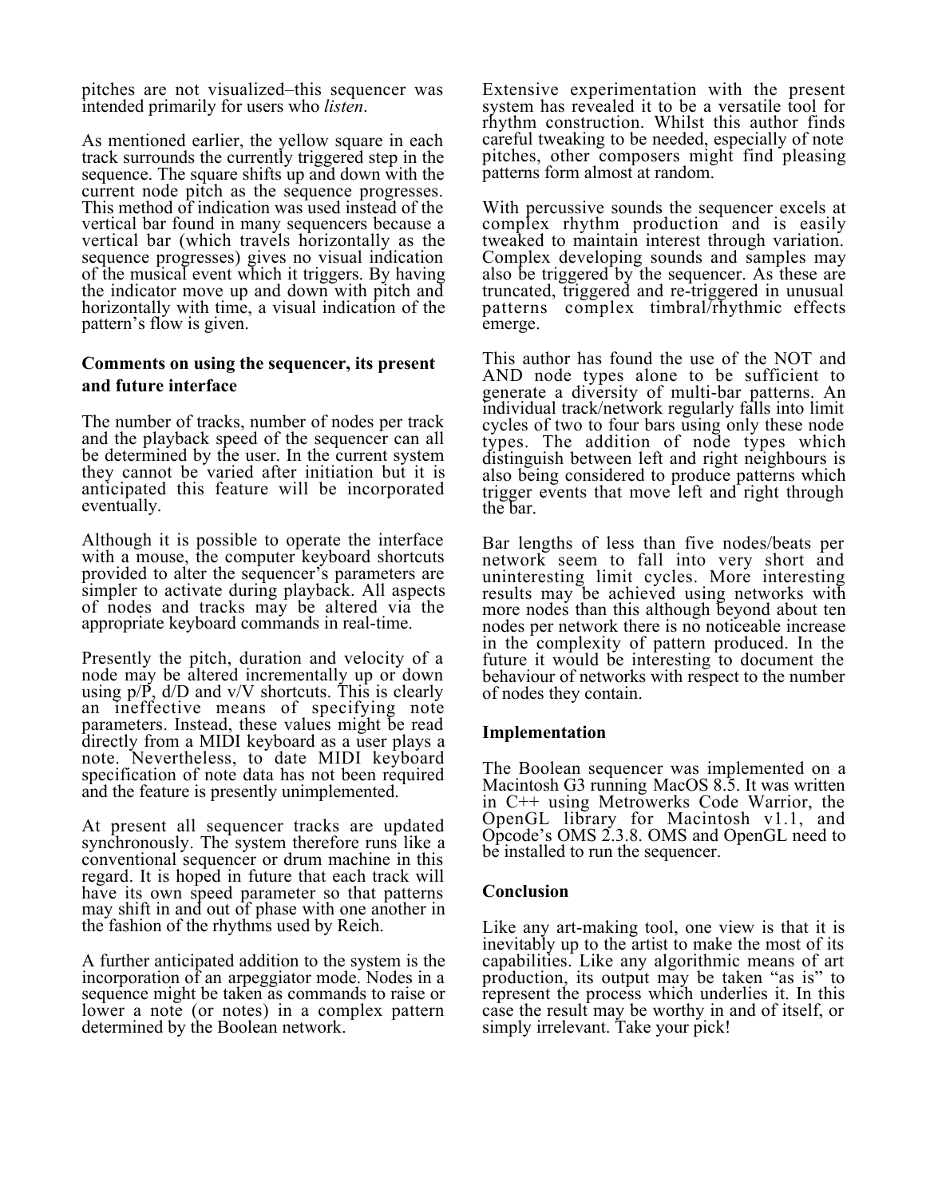pitches are not visualized–this sequencer was intended primarily for users who *listen*.

As mentioned earlier, the yellow square in each track surrounds the currently triggered step in the sequence. The square shifts up and down with the current node pitch as the sequence progresses. This method of indication was used instead of the vertical bar found in many sequencers because a vertical bar (which travels horizontally as the sequence progresses) gives no visual indication of the musical event which it triggers. By having the indicator move up and down with pitch and horizontally with time, a visual indication of the pattern's flow is given.

## Comments on using the sequencer, its present and future interface

The number of tracks, number of nodes per track and the playback speed of the sequencer can all be determined by the user. In the current system they cannot be varied after initiation but it is anticipated this feature will be incorporated eventually.

Although it is possible to operate the interface with a mouse, the computer keyboard shortcuts provided to alter the sequencer's parameters are simpler to activate during playback. All aspects of nodes and tracks may be altered via the appropriate keyboard commands in real-time.

Presently the pitch, duration and velocity of a node may be altered incrementally up or down using p/P, d/D and v/V shortcuts. This is clearly an ineffective means of specifying note parameters. Instead, these values might be read directly from a MIDI keyboard as a user plays a note. Nevertheless, to date MIDI keyboard specification of note data has not been required and the feature is presently unimplemented.

At present all sequencer tracks are updated synchronously. The system therefore runs like a conventional sequencer or drum machine in this regard. It is hoped in future that each track will have its own speed parameter so that patterns may shift in and out of phase with one another in the fashion of the rhythms used by Reich.

A further anticipated addition to the system is the incorporation of an arpeggiator mode. Nodes in a sequence might be taken as commands to raise or lower a note (or notes) in a complex pattern determined by the Boolean network.

Extensive experimentation with the present system has revealed it to be a versatile tool for rhythm construction. Whilst this author finds careful tweaking to be needed, especially of note pitches, other composers might find pleasing patterns form almost at random.

With percussive sounds the sequencer excels at complex rhythm production and is easily tweaked to maintain interest through variation. Complex developing sounds and samples may also be triggered by the sequencer. As these are truncated, triggered and re-triggered in unusual patterns complex timbral/rhythmic effects emerge.

This author has found the use of the NOT and AND node types alone to be sufficient to generate a diversity of multi-bar patterns. An individual track/network regularly falls into limit cycles of two to four bars using only these node types. The addition of node types which distinguish between left and right neighbours is also being considered to produce patterns which trigger events that move left and right through the bar.

Bar lengths of less than five nodes/beats per network seem to fall into very short and uninteresting limit cycles. More interesting results may be achieved using networks with more nodes than this although beyond about ten nodes per network there is no noticeable increase in the complexity of pattern produced. In the future it would be interesting to document the behaviour of networks with respect to the number of nodes they contain.

## Implementation

The Boolean sequencer was implemented on a Macintosh G3 running MacOS 8.5. It was written in C++ using Metrowerks Code Warrior, the OpenGL library for Macintosh v1.1, and Opcode's OMS 2.3.8. OMS and OpenGL need to be installed to run the sequencer.

## Conclusion

Like any art-making tool, one view is that it is inevitably up to the artist to make the most of its capabilities. Like any algorithmic means of art production, its output may be taken "as is" to represent the process which underlies it. In this case the result may be worthy in and of itself, or simply irrelevant. Take your pick!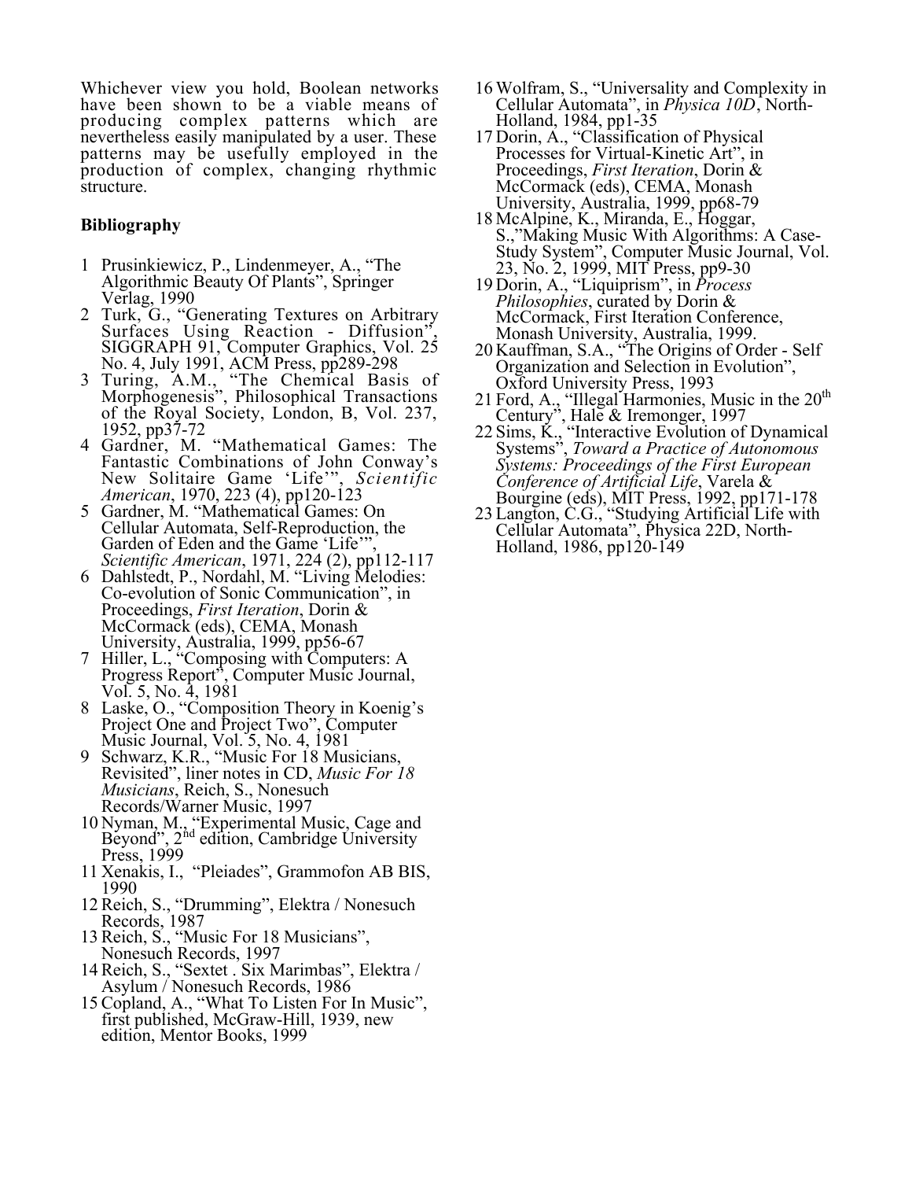Whichever view you hold, Boolean networks have been shown to be a viable means of producing complex patterns which are nevertheless easily manipulated by a user. These patterns may be usefully employed in the production of complex, changing rhythmic structure.

**Bibliography**

1. Prusinkiewicz, P., Lindenmeyer, A., "The Algorithmic Beauty Of Plants", Springer Verlag, 1990
2. Turk, G., "Generating Textures on Arbitrary Surfaces Using Reaction - Diffusion", SIGGRAPH 91, Computer Graphics, Vol. 25 No. 4, July 1991, ACM Press, pp289-298
3. Turing, A.M., "The Chemical Basis of Morphogenesis", Philosophical Transactions of the Royal Society, London, B, Vol. 237, 1952, pp37-72
4. Gardner, M. "Mathematical Games: The Fantastic Combinations of John Conway's New Solitaire Game 'Life'", *Scientific American*, 1970, 223 (4), pp120-123
5. Gardner, M. "Mathematical Games: On Cellular Automata, Self-Reproduction, the Garden of Eden and the Game 'Life'", *Scientific American*, 1971, 224 (2), pp112-117
6. Dahlstedt, P., Nordahl, M. "Living Melodies: Co-evolution of Sonic Communication", in Proceedings, *First Iteration*, Dorin & McCormack (eds), CEMA, Monash University, Australia, 1999, pp56-67
7. Hiller, L., "Composing with Computers: A Progress Report", Computer Music Journal, Vol. 5, No. 4, 1981
8. Laske, O., "Composition Theory in Koenig's Project One and Project Two", Computer Music Journal, Vol. 5, No. 4, 1981
9. Schwarz, K.R., "Music For 18 Musicians, Revisited", liner notes in CD, *Music For 18 Musicians*, Reich, S., Nonesuch Records/Warner Music, 1997
10. Nyman, M., "Experimental Music, Cage and Beyond", 2nd edition, Cambridge University Press, 1999
11. Xenakis, I., "Pleiades", Grammofon AB BIS, 1990
12. Reich, S., "Drumming", Elektra / Nonesuch Records, 1987
13. Reich, S., "Music For 18 Musicians", Nonesuch Records, 1997
14. Reich, S., "Sextet . Six Marimbas", Elektra / Asylum / Nonesuch Records, 1986
15. Copland, A., "What To Listen For In Music", first published, McGraw-Hill, 1939, new edition, Mentor Books, 1999
16. Wolfram, S., "Universality and Complexity in Cellular Automata", in *Physica 10D*, North-Holland, 1984, pp1-35
17. Dorin, A., "Classification of Physical Processes for Virtual-Kinetic Art", in Proceedings, *First Iteration*, Dorin & McCormack (eds), CEMA, Monash University, Australia, 1999, pp68-79
18. McAlpine, K., Miranda, E., Hoggar, S.,"Making Music With Algorithms: A Case-Study System", Computer Music Journal, Vol. 23, No. 2, 1999, MIT Press, pp9-30
19. Dorin, A., "Liquiprism", in *Process Philosophies*, curated by Dorin & McCormack, First Iteration Conference, Monash University, Australia, 1999.
20. Kauffman, S.A., "The Origins of Order - Self Organization and Selection in Evolution", Oxford University Press, 1993
21. Ford, A., "Illegal Harmonies, Music in the 20th Century", Hale & Iremonger, 1997
22. Sims, K., "Interactive Evolution of Dynamical Systems", *Toward a Practice of Autonomous Systems: Proceedings of the First European Conference of Artificial Life*, Varela & Bourgine (eds), MIT Press, 1992, pp171-178
23. Langton, C.G., "Studying Artificial Life with Cellular Automata", Physica 22D, North-Holland, 1986, pp120-149